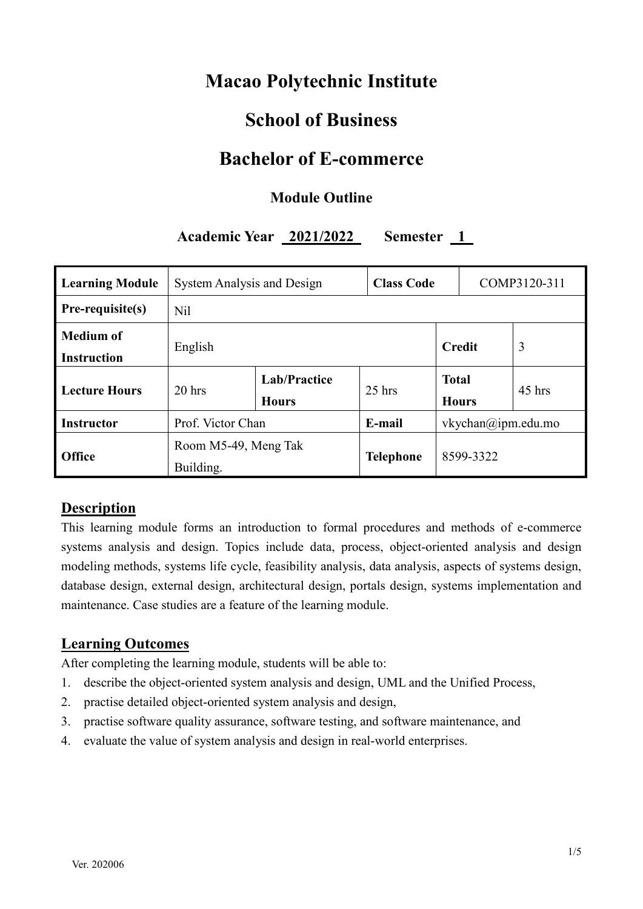# Macao Polytechnic Institute

# School of Business

# Bachelor of E-commerce

### Module Outline

**Academic Year 2021/2022 Semester 1**

| **Learning Module** | System Analysis and Design | | **Class Code** | | COMP3120-311 |
|---|---|---|---|---|---|
| **Pre-requisite(s)** | Nil | | | | |
| **Medium of Instruction** | English | | | **Credit** | 3 |
| **Lecture Hours** | 20 hrs | **Lab/Practice Hours** | 25 hrs | **Total Hours** | 45 hrs |
| **Instructor** | Prof. Victor Chan | | **E-mail** | vkychan@ipm.edu.mo | |
| **Office** | Room M5-49, Meng Tak Building. | | **Telephone** | 8599-3322 | |

## Description

This learning module forms an introduction to formal procedures and methods of e-commerce systems analysis and design. Topics include data, process, object-oriented analysis and design modeling methods, systems life cycle, feasibility analysis, data analysis, aspects of systems design, database design, external design, architectural design, portals design, systems implementation and maintenance. Case studies are a feature of the learning module.

## Learning Outcomes

After completing the learning module, students will be able to:

1. describe the object-oriented system analysis and design, UML and the Unified Process,
2. practise detailed object-oriented system analysis and design,
3. practise software quality assurance, software testing, and software maintenance, and
4. evaluate the value of system analysis and design in real-world enterprises.

Ver. 202006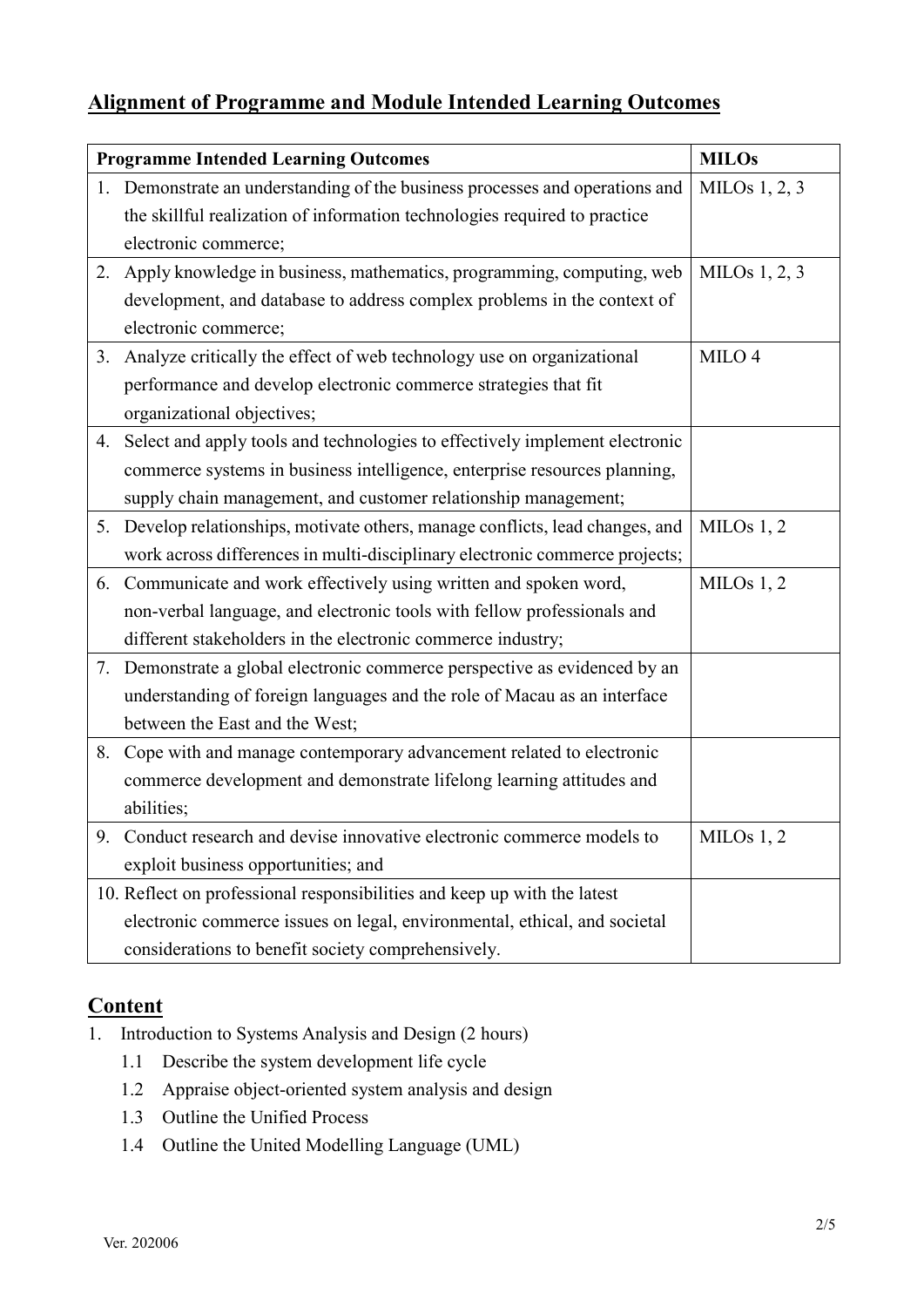## Alignment of Programme and Module Intended Learning Outcomes

| Programme Intended Learning Outcomes | MILOs |
|---|---|
| 1. Demonstrate an understanding of the business processes and operations and the skillful realization of information technologies required to practice electronic commerce; | MILOs 1, 2, 3 |
| 2. Apply knowledge in business, mathematics, programming, computing, web development, and database to address complex problems in the context of electronic commerce; | MILOs 1, 2, 3 |
| 3. Analyze critically the effect of web technology use on organizational performance and develop electronic commerce strategies that fit organizational objectives; | MILO 4 |
| 4. Select and apply tools and technologies to effectively implement electronic commerce systems in business intelligence, enterprise resources planning, supply chain management, and customer relationship management; | |
| 5. Develop relationships, motivate others, manage conflicts, lead changes, and work across differences in multi-disciplinary electronic commerce projects; | MILOs 1, 2 |
| 6. Communicate and work effectively using written and spoken word, non-verbal language, and electronic tools with fellow professionals and different stakeholders in the electronic commerce industry; | MILOs 1, 2 |
| 7. Demonstrate a global electronic commerce perspective as evidenced by an understanding of foreign languages and the role of Macau as an interface between the East and the West; | |
| 8. Cope with and manage contemporary advancement related to electronic commerce development and demonstrate lifelong learning attitudes and abilities; | |
| 9. Conduct research and devise innovative electronic commerce models to exploit business opportunities; and | MILOs 1, 2 |
| 10. Reflect on professional responsibilities and keep up with the latest electronic commerce issues on legal, environmental, ethical, and societal considerations to benefit society comprehensively. | |

## Content

1. Introduction to Systems Analysis and Design (2 hours)
   - 1.1 Describe the system development life cycle
   - 1.2 Appraise object-oriented system analysis and design
   - 1.3 Outline the Unified Process
   - 1.4 Outline the United Modelling Language (UML)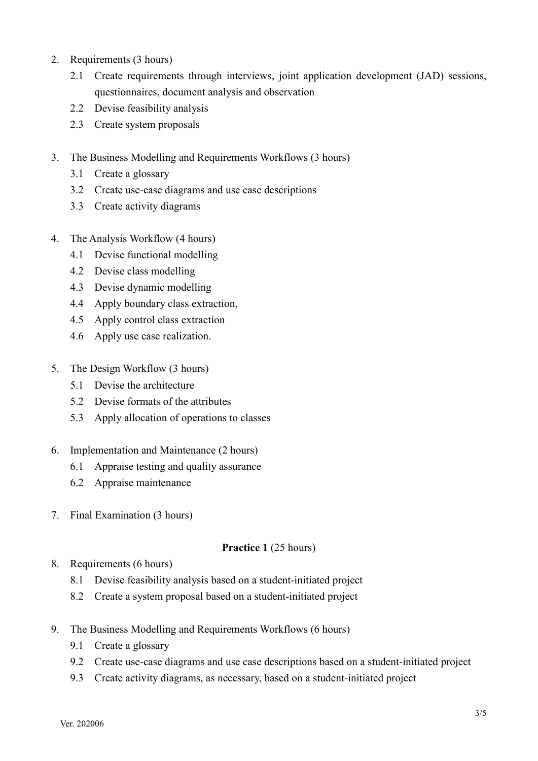2. Requirements (3 hours)
    2.1 Create requirements through interviews, joint application development (JAD) sessions, questionnaires, document analysis and observation
    2.2 Devise feasibility analysis
    2.3 Create system proposals

3. The Business Modelling and Requirements Workflows (3 hours)
    3.1 Create a glossary
    3.2 Create use-case diagrams and use case descriptions
    3.3 Create activity diagrams

4. The Analysis Workflow (4 hours)
    4.1 Devise functional modelling
    4.2 Devise class modelling
    4.3 Devise dynamic modelling
    4.4 Apply boundary class extraction,
    4.5 Apply control class extraction
    4.6 Apply use case realization.

5. The Design Workflow (3 hours)
    5.1 Devise the architecture
    5.2 Devise formats of the attributes
    5.3 Apply allocation of operations to classes

6. Implementation and Maintenance (2 hours)
    6.1 Appraise testing and quality assurance
    6.2 Appraise maintenance

7. Final Examination (3 hours)

**Practice 1** (25 hours)

8. Requirements (6 hours)
    8.1 Devise feasibility analysis based on a student-initiated project
    8.2 Create a system proposal based on a student-initiated project

9. The Business Modelling and Requirements Workflows (6 hours)
    9.1 Create a glossary
    9.2 Create use-case diagrams and use case descriptions based on a student-initiated project
    9.3 Create activity diagrams, as necessary, based on a student-initiated project

Ver. 202006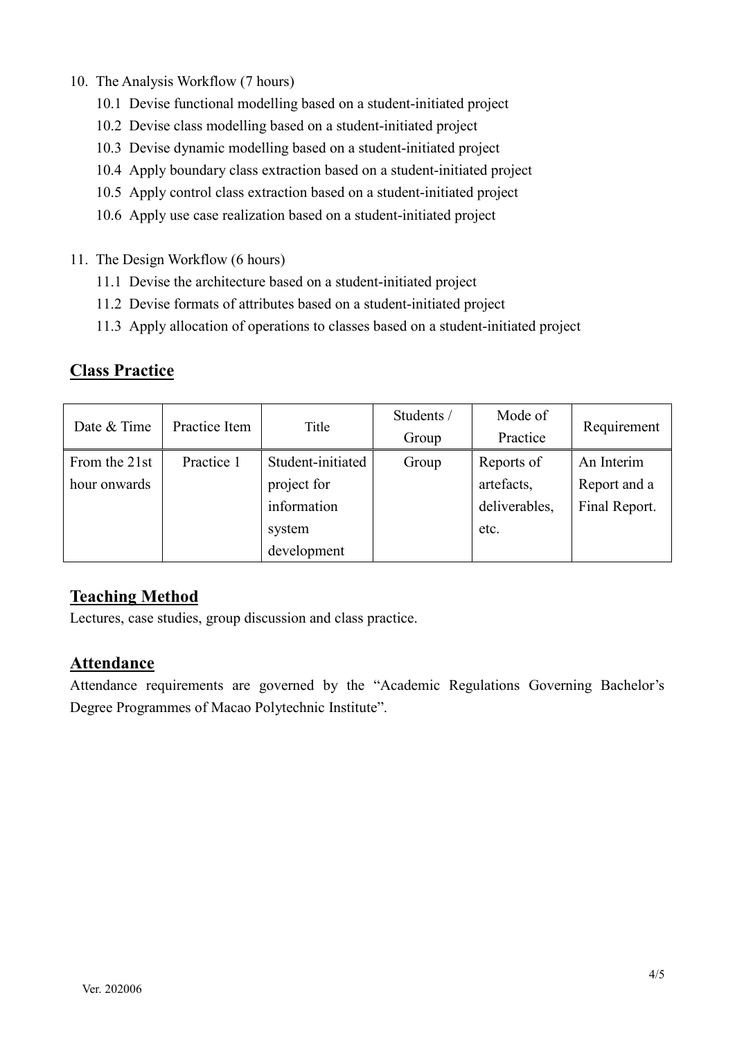10. The Analysis Workflow (7 hours)
    10.1 Devise functional modelling based on a student-initiated project
    10.2 Devise class modelling based on a student-initiated project
    10.3 Devise dynamic modelling based on a student-initiated project
    10.4 Apply boundary class extraction based on a student-initiated project
    10.5 Apply control class extraction based on a student-initiated project
    10.6 Apply use case realization based on a student-initiated project

11. The Design Workflow (6 hours)
    11.1 Devise the architecture based on a student-initiated project
    11.2 Devise formats of attributes based on a student-initiated project
    11.3 Apply allocation of operations to classes based on a student-initiated project

## Class Practice

| Date & Time | Practice Item | Title | Students / Group | Mode of Practice | Requirement |
| --- | --- | --- | --- | --- | --- |
| From the 21st hour onwards | Practice 1 | Student-initiated project for information system development | Group | Reports of artefacts, deliverables, etc. | An Interim Report and a Final Report. |

## Teaching Method

Lectures, case studies, group discussion and class practice.

## Attendance

Attendance requirements are governed by the "Academic Regulations Governing Bachelor's Degree Programmes of Macao Polytechnic Institute".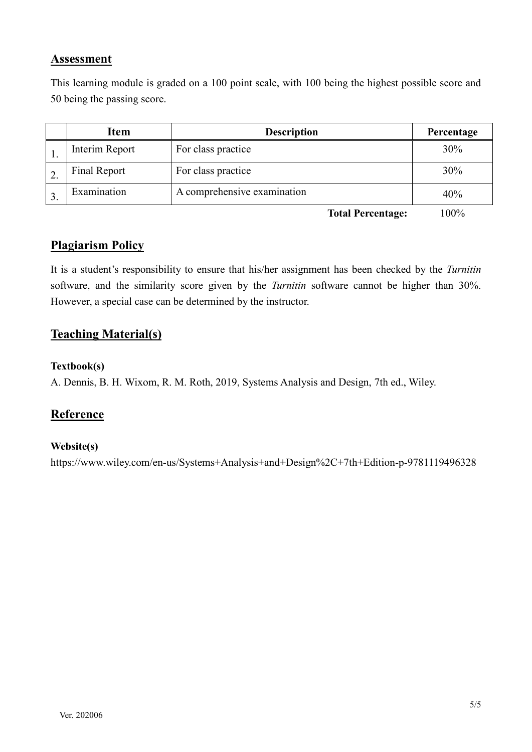## Assessment

This learning module is graded on a 100 point scale, with 100 being the highest possible score and 50 being the passing score.

| | Item | Description | Percentage |
|---|---|---|---|
| 1. | Interim Report | For class practice | 30% |
| 2. | Final Report | For class practice | 30% |
| 3. | Examination | A comprehensive examination | 40% |
| | | **Total Percentage:** | 100% |

## Plagiarism Policy

It is a student's responsibility to ensure that his/her assignment has been checked by the *Turnitin* software, and the similarity score given by the *Turnitin* software cannot be higher than 30%. However, a special case can be determined by the instructor.

## Teaching Material(s)

**Textbook(s)**

A. Dennis, B. H. Wixom, R. M. Roth, 2019, Systems Analysis and Design, 7th ed., Wiley.

## Reference

**Website(s)**

https://www.wiley.com/en-us/Systems+Analysis+and+Design%2C+7th+Edition-p-9781119496328

Ver. 202006